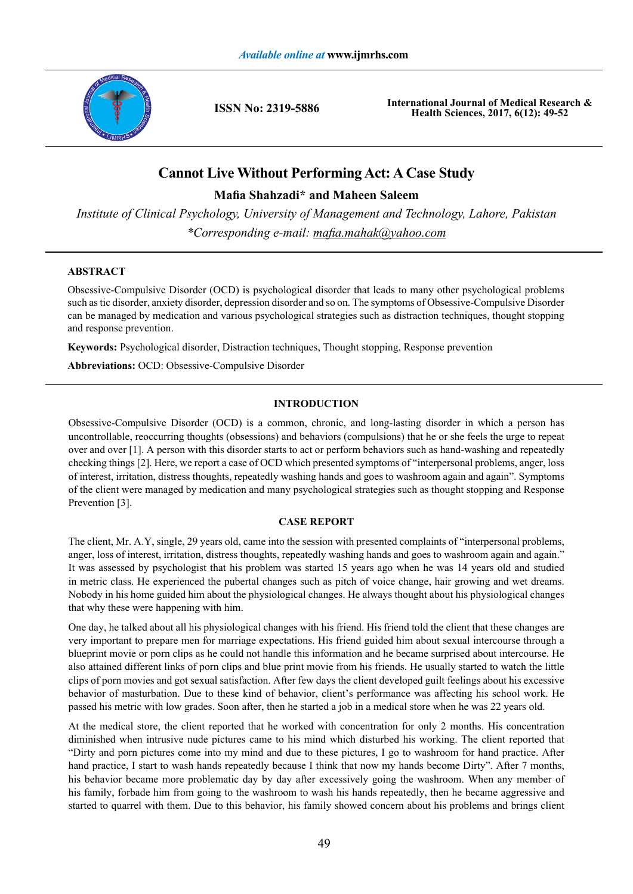# Cannot Live Without Performing Act: A Case Study

**Mafia Shahzadi\* and Maheen Saleem**

*Institute of Clinical Psychology, University of Management and Technology, Lahore, Pakistan*

*\*Corresponding e-mail: mafia.mahak@yahoo.com*

## ABSTRACT

Obsessive-Compulsive Disorder (OCD) is psychological disorder that leads to many other psychological problems such as tic disorder, anxiety disorder, depression disorder and so on. The symptoms of Obsessive-Compulsive Disorder can be managed by medication and various psychological strategies such as distraction techniques, thought stopping and response prevention.

**Keywords:** Psychological disorder, Distraction techniques, Thought stopping, Response prevention

**Abbreviations:** OCD: Obsessive-Compulsive Disorder

## INTRODUCTION

Obsessive-Compulsive Disorder (OCD) is a common, chronic, and long-lasting disorder in which a person has uncontrollable, reoccurring thoughts (obsessions) and behaviors (compulsions) that he or she feels the urge to repeat over and over [1]. A person with this disorder starts to act or perform behaviors such as hand-washing and repeatedly checking things [2]. Here, we report a case of OCD which presented symptoms of "interpersonal problems, anger, loss of interest, irritation, distress thoughts, repeatedly washing hands and goes to washroom again and again". Symptoms of the client were managed by medication and many psychological strategies such as thought stopping and Response Prevention [3].

## CASE REPORT

The client, Mr. A.Y, single, 29 years old, came into the session with presented complaints of "interpersonal problems, anger, loss of interest, irritation, distress thoughts, repeatedly washing hands and goes to washroom again and again." It was assessed by psychologist that his problem was started 15 years ago when he was 14 years old and studied in metric class. He experienced the pubertal changes such as pitch of voice change, hair growing and wet dreams. Nobody in his home guided him about the physiological changes. He always thought about his physiological changes that why these were happening with him.

One day, he talked about all his physiological changes with his friend. His friend told the client that these changes are very important to prepare men for marriage expectations. His friend guided him about sexual intercourse through a blueprint movie or porn clips as he could not handle this information and he became surprised about intercourse. He also attained different links of porn clips and blue print movie from his friends. He usually started to watch the little clips of porn movies and got sexual satisfaction. After few days the client developed guilt feelings about his excessive behavior of masturbation. Due to these kind of behavior, client's performance was affecting his school work. He passed his metric with low grades. Soon after, then he started a job in a medical store when he was 22 years old.

At the medical store, the client reported that he worked with concentration for only 2 months. His concentration diminished when intrusive nude pictures came to his mind which disturbed his working. The client reported that "Dirty and porn pictures come into my mind and due to these pictures, I go to washroom for hand practice. After hand practice, I start to wash hands repeatedly because I think that now my hands become Dirty". After 7 months, his behavior became more problematic day by day after excessively going the washroom. When any member of his family, forbade him from going to the washroom to wash his hands repeatedly, then he became aggressive and started to quarrel with them. Due to this behavior, his family showed concern about his problems and brings client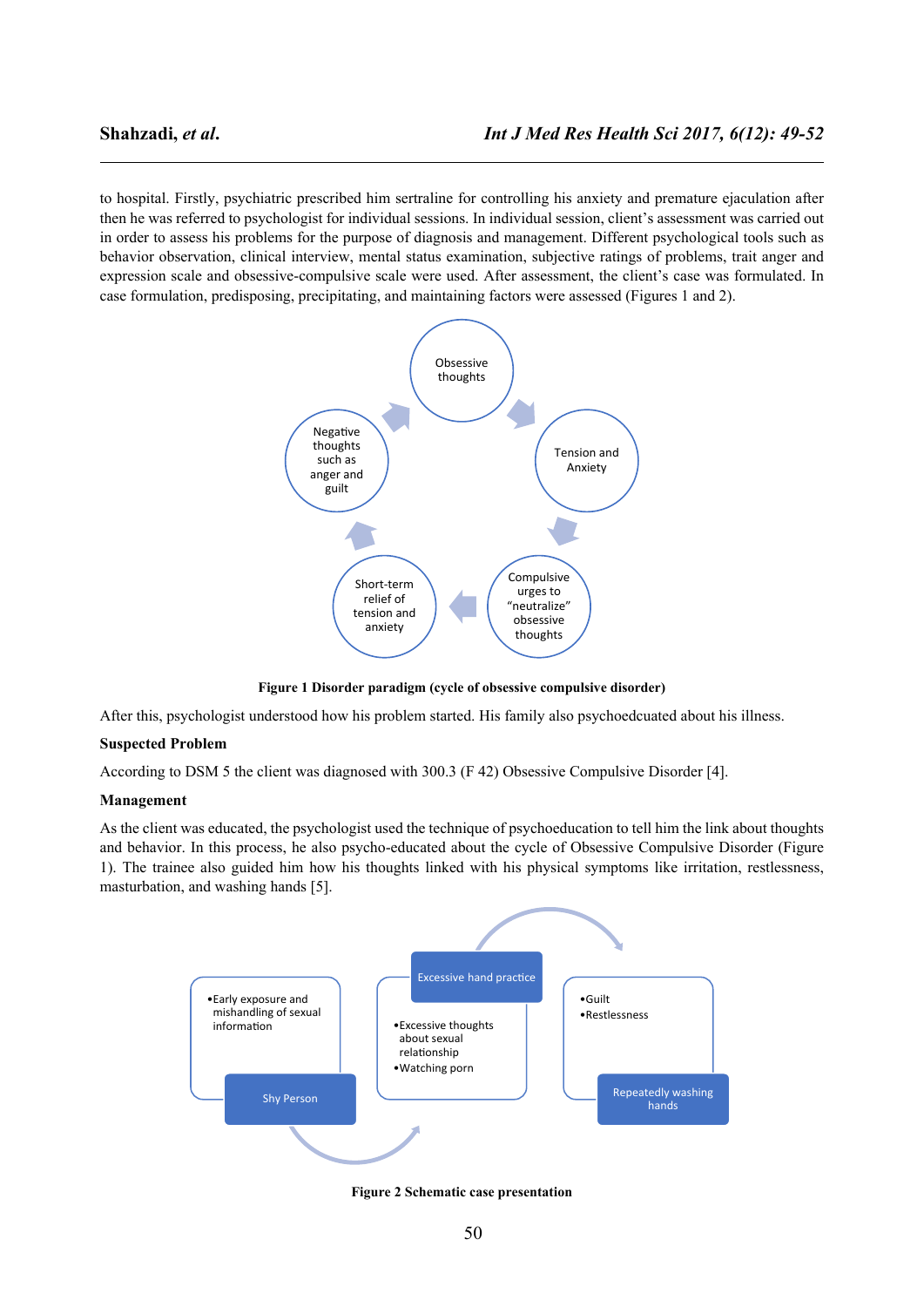to hospital. Firstly, psychiatric prescribed him sertraline for controlling his anxiety and premature ejaculation after then he was referred to psychologist for individual sessions. In individual session, client's assessment was carried out in order to assess his problems for the purpose of diagnosis and management. Different psychological tools such as behavior observation, clinical interview, mental status examination, subjective ratings of problems, trait anger and expression scale and obsessive-compulsive scale were used. After assessment, the client's case was formulated. In case formulation, predisposing, precipitating, and maintaining factors were assessed (Figures 1 and 2).

Obsessive thoughts → Tension and Anxiety → Compulsive urges to "neutralize" obsessive thoughts → Short-term relief of tension and anxiety → Negative thoughts such as anger and guilt → Obsessive thoughts

**Figure 1 Disorder paradigm (cycle of obsessive compulsive disorder)**

After this, psychologist understood how his problem started. His family also psychoedcuated about his illness.

**Suspected Problem**

According to DSM 5 the client was diagnosed with 300.3 (F 42) Obsessive Compulsive Disorder [4].

**Management**

As the client was educated, the psychologist used the technique of psychoeducation to tell him the link about thoughts and behavior. In this process, he also psycho-educated about the cycle of Obsessive Compulsive Disorder (Figure 1). The trainee also guided him how his thoughts linked with his physical symptoms like irritation, restlessness, masturbation, and washing hands [5].

Shy Person
- Early exposure and mishandling of sexual information

Excessive hand practice
- Excessive thoughts about sexual relationship
- Watching porn

Repeatedly washing hands
- Guilt
- Restlessness

**Figure 2 Schematic case presentation**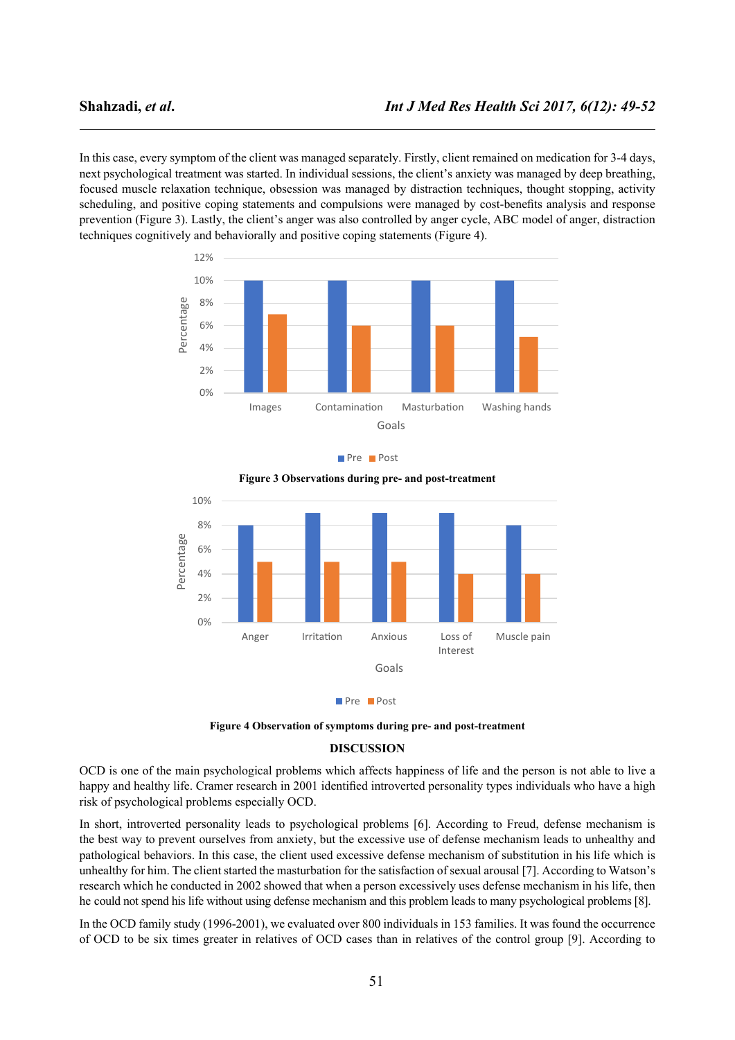In this case, every symptom of the client was managed separately. Firstly, client remained on medication for 3-4 days, next psychological treatment was started. In individual sessions, the client's anxiety was managed by deep breathing, focused muscle relaxation technique, obsession was managed by distraction techniques, thought stopping, activity scheduling, and positive coping statements and compulsions were managed by cost-benefits analysis and response prevention (Figure 3). Lastly, the client's anger was also controlled by anger cycle, ABC model of anger, distraction techniques cognitively and behaviorally and positive coping statements (Figure 4).

**Figure 3 Observations during pre- and post-treatment**

**Figure 4 Observation of symptoms during pre- and post-treatment**

## DISCUSSION

OCD is one of the main psychological problems which affects happiness of life and the person is not able to live a happy and healthy life. Cramer research in 2001 identified introverted personality types individuals who have a high risk of psychological problems especially OCD.

In short, introverted personality leads to psychological problems [6]. According to Freud, defense mechanism is the best way to prevent ourselves from anxiety, but the excessive use of defense mechanism leads to unhealthy and pathological behaviors. In this case, the client used excessive defense mechanism of substitution in his life which is unhealthy for him. The client started the masturbation for the satisfaction of sexual arousal [7]. According to Watson's research which he conducted in 2002 showed that when a person excessively uses defense mechanism in his life, then he could not spend his life without using defense mechanism and this problem leads to many psychological problems [8].

In the OCD family study (1996-2001), we evaluated over 800 individuals in 153 families. It was found the occurrence of OCD to be six times greater in relatives of OCD cases than in relatives of the control group [9]. According to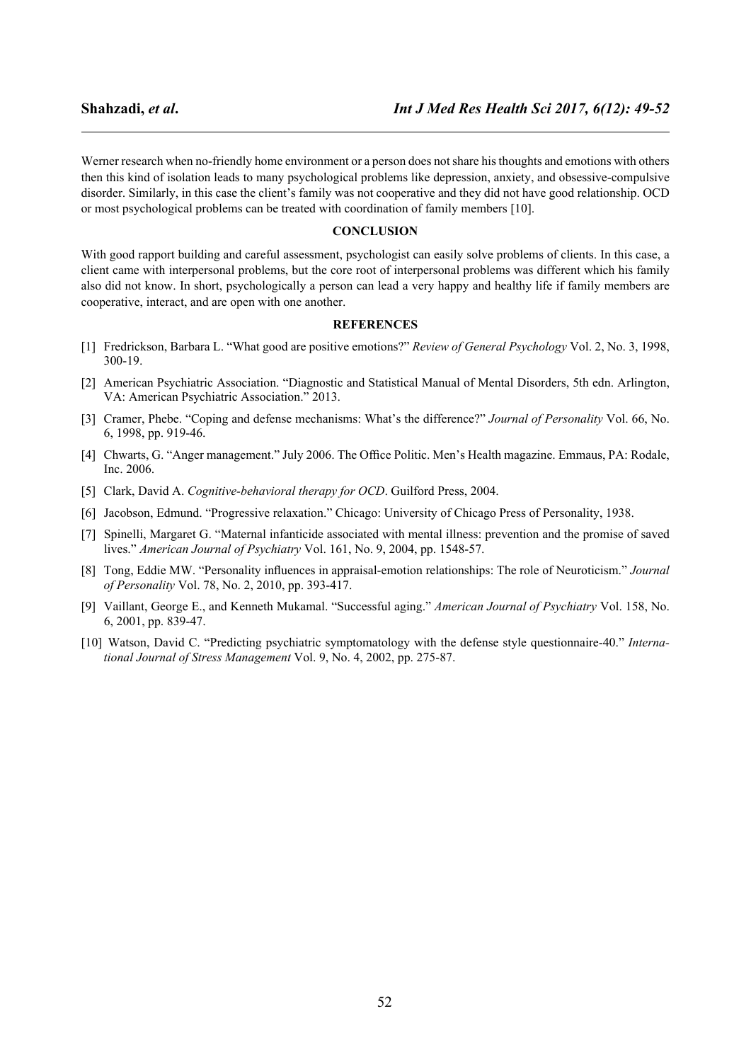Werner research when no-friendly home environment or a person does not share his thoughts and emotions with others then this kind of isolation leads to many psychological problems like depression, anxiety, and obsessive-compulsive disorder. Similarly, in this case the client's family was not cooperative and they did not have good relationship. OCD or most psychological problems can be treated with coordination of family members [10].

## CONCLUSION

With good rapport building and careful assessment, psychologist can easily solve problems of clients. In this case, a client came with interpersonal problems, but the core root of interpersonal problems was different which his family also did not know. In short, psychologically a person can lead a very happy and healthy life if family members are cooperative, interact, and are open with one another.

## REFERENCES

[1] Fredrickson, Barbara L. "What good are positive emotions?" *Review of General Psychology* Vol. 2, No. 3, 1998, 300-19.

[2] American Psychiatric Association. "Diagnostic and Statistical Manual of Mental Disorders, 5th edn. Arlington, VA: American Psychiatric Association." 2013.

[3] Cramer, Phebe. "Coping and defense mechanisms: What's the difference?" *Journal of Personality* Vol. 66, No. 6, 1998, pp. 919-46.

[4] Chwarts, G. "Anger management." July 2006. The Office Politic. Men's Health magazine. Emmaus, PA: Rodale, Inc. 2006.

[5] Clark, David A. *Cognitive-behavioral therapy for OCD*. Guilford Press, 2004.

[6] Jacobson, Edmund. "Progressive relaxation." Chicago: University of Chicago Press of Personality, 1938.

[7] Spinelli, Margaret G. "Maternal infanticide associated with mental illness: prevention and the promise of saved lives." *American Journal of Psychiatry* Vol. 161, No. 9, 2004, pp. 1548-57.

[8] Tong, Eddie MW. "Personality influences in appraisal-emotion relationships: The role of Neuroticism." *Journal of Personality* Vol. 78, No. 2, 2010, pp. 393-417.

[9] Vaillant, George E., and Kenneth Mukamal. "Successful aging." *American Journal of Psychiatry* Vol. 158, No. 6, 2001, pp. 839-47.

[10] Watson, David C. "Predicting psychiatric symptomatology with the defense style questionnaire-40." *International Journal of Stress Management* Vol. 9, No. 4, 2002, pp. 275-87.